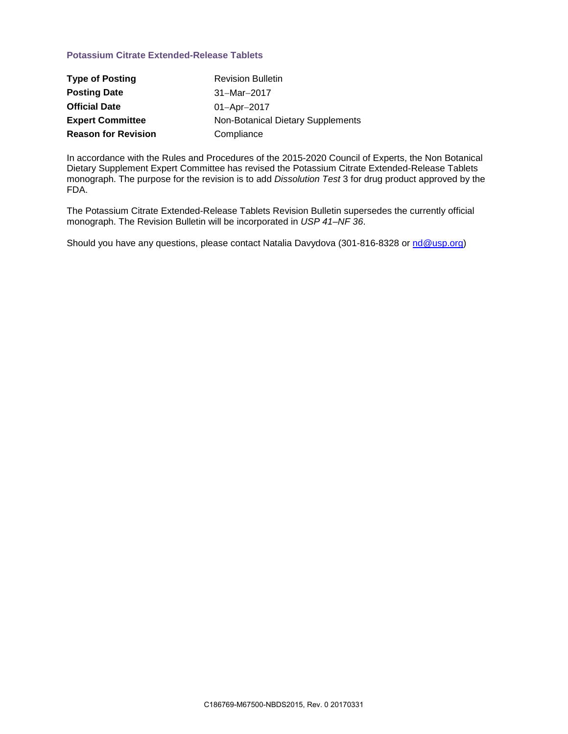# Potassium Citrate Extended-Release Tablets

| | |
|---|---|
| **Type of Posting** | Revision Bulletin |
| **Posting Date** | 31–Mar–2017 |
| **Official Date** | 01–Apr–2017 |
| **Expert Committee** | Non-Botanical Dietary Supplements |
| **Reason for Revision** | Compliance |

In accordance with the Rules and Procedures of the 2015-2020 Council of Experts, the Non Botanical Dietary Supplement Expert Committee has revised the Potassium Citrate Extended-Release Tablets monograph. The purpose for the revision is to add *Dissolution Test* 3 for drug product approved by the FDA.

The Potassium Citrate Extended-Release Tablets Revision Bulletin supersedes the currently official monograph. The Revision Bulletin will be incorporated in *USP 41–NF 36*.

Should you have any questions, please contact Natalia Davydova (301-816-8328 or nd@usp.org)

C186769-M67500-NBDS2015, Rev. 0 20170331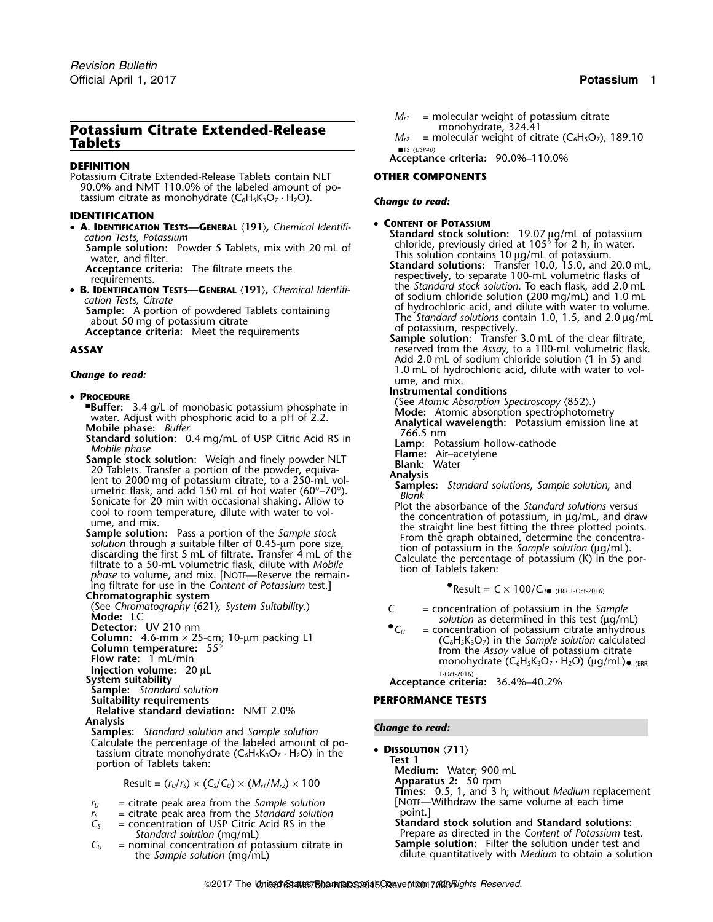# Potassium Citrate Extended-Release Tablets

## DEFINITION

Potassium Citrate Extended-Release Tablets contain NLT 90.0% and NMT 110.0% of the labeled amount of potassium citrate as monohydrate ($C_6H_5K_3O_7 \cdot H_2O$).

## IDENTIFICATION

- **A. Identification Tests—General ⟨191⟩,** *Chemical Identification Tests, Potassium*
  - **Sample solution:** Powder 5 Tablets, mix with 20 mL of water, and filter.
  - **Acceptance criteria:** The filtrate meets the requirements.
- **B. Identification Tests—General ⟨191⟩,** *Chemical Identification Tests, Citrate*
  - **Sample:** A portion of powdered Tablets containing about 50 mg of potassium citrate
  - **Acceptance criteria:** Meet the requirements

## ASSAY

*Change to read:*

- **Procedure**
  - ■**Buffer:** 3.4 g/L of monobasic potassium phosphate in water. Adjust with phosphoric acid to a pH of 2.2.
  - **Mobile phase:** *Buffer*
  - **Standard solution:** 0.4 mg/mL of USP Citric Acid RS in *Mobile phase*
  - **Sample stock solution:** Weigh and finely powder NLT 20 Tablets. Transfer a portion of the powder, equivalent to 2000 mg of potassium citrate, to a 250-mL volumetric flask, and add 150 mL of hot water (60°–70°). Sonicate for 20 min with occasional shaking. Allow to cool to room temperature, dilute with water to volume, and mix.
  - **Sample solution:** Pass a portion of the *Sample stock solution* through a suitable filter of 0.45-µm pore size, discarding the first 5 mL of filtrate. Transfer 4 mL of the filtrate to a 50-mL volumetric flask, dilute with *Mobile phase* to volume, and mix. [Note—Reserve the remaining filtrate for use in the *Content of Potassium* test.]
  - **Chromatographic system**
    (See *Chromatography ⟨621⟩, System Suitability.*)
    - **Mode:** LC
    - **Detector:** UV 210 nm
    - **Column:** 4.6-mm × 25-cm; 10-µm packing L1
    - **Column temperature:** 55°
    - **Flow rate:** 1 mL/min
    - **Injection volume:** 20 µL
  - **System suitability**
    - **Sample:** *Standard solution*
    - **Suitability requirements**
      - **Relative standard deviation:** NMT 2.0%
  - **Analysis**
    - **Samples:** *Standard solution* and *Sample solution*

    Calculate the percentage of the labeled amount of potassium citrate monohydrate ($C_6H_5K_3O_7 \cdot H_2O$) in the portion of Tablets taken:

$$\text{Result} = (r_U/r_S) \times (C_S/C_U) \times (M_{r1}/M_{r2}) \times 100$$

$r_U$ = citrate peak area from the *Sample solution*
$r_S$ = citrate peak area from the *Standard solution*
$C_S$ = concentration of USP Citric Acid RS in the *Standard solution* (mg/mL)
$C_U$ = nominal concentration of potassium citrate in the *Sample solution* (mg/mL)
$M_{r1}$ = molecular weight of potassium citrate monohydrate, 324.41
$M_{r2}$ = molecular weight of citrate ($C_6H_5O_7$), 189.10
■1S (USP40)

**Acceptance criteria:** 90.0%–110.0%

## OTHER COMPONENTS

*Change to read:*

- **Content of Potassium**
  - **Standard stock solution:** 19.07 µg/mL of potassium chloride, previously dried at 105° for 2 h, in water. This solution contains 10 µg/mL of potassium.
  - **Standard solutions:** Transfer 10.0, 15.0, and 20.0 mL, respectively, to separate 100-mL volumetric flasks of the *Standard stock solution*. To each flask, add 2.0 mL of sodium chloride solution (200 mg/mL) and 1.0 mL of hydrochloric acid, and dilute with water to volume. The *Standard solutions* contain 1.0, 1.5, and 2.0 µg/mL of potassium, respectively.
  - **Sample solution:** Transfer 3.0 mL of the clear filtrate, reserved from the *Assay*, to a 100-mL volumetric flask. Add 2.0 mL of sodium chloride solution (1 in 5) and 1.0 mL of hydrochloric acid, dilute with water to volume, and mix.
  - **Instrumental conditions**
    (See *Atomic Absorption Spectroscopy ⟨852⟩.*)
    - **Mode:** Atomic absorption spectrophotometry
    - **Analytical wavelength:** Potassium emission line at 766.5 nm
    - **Lamp:** Potassium hollow-cathode
    - **Flame:** Air–acetylene
    - **Blank:** Water
  - **Analysis**
    - **Samples:** *Standard solutions*, *Sample solution*, and *Blank*

    Plot the absorbance of the *Standard solutions* versus the concentration of potassium, in µg/mL, and draw the straight line best fitting the three plotted points. From the graph obtained, determine the concentration of potassium in the *Sample solution* (µg/mL).

    Calculate the percentage of potassium (K) in the portion of Tablets taken:

$$\bullet\text{Result} = C \times 100/C_U \bullet \text{ (ERR 1-Oct-2016)}$$

$C$ = concentration of potassium in the *Sample solution* as determined in this test (µg/mL)
•$C_U$ = concentration of potassium citrate anhydrous ($C_6H_5K_3O_7$) in the *Sample solution* calculated from the *Assay* value of potassium citrate monohydrate ($C_6H_5K_3O_7 \cdot H_2O$) (µg/mL)• (ERR 1-Oct-2016)

**Acceptance criteria:** 36.4%–40.2%

## PERFORMANCE TESTS

*Change to read:*

- **Dissolution ⟨711⟩**
  - **Test 1**
    - **Medium:** Water; 900 mL
    - **Apparatus 2:** 50 rpm
    - **Times:** 0.5, 1, and 3 h; without *Medium* replacement [Note—Withdraw the same volume at each time point.]
    - **Standard stock solution** and **Standard solutions:** Prepare as directed in the *Content of Potassium* test.
    - **Sample solution:** Filter the solution under test and dilute quantitatively with *Medium* to obtain a solution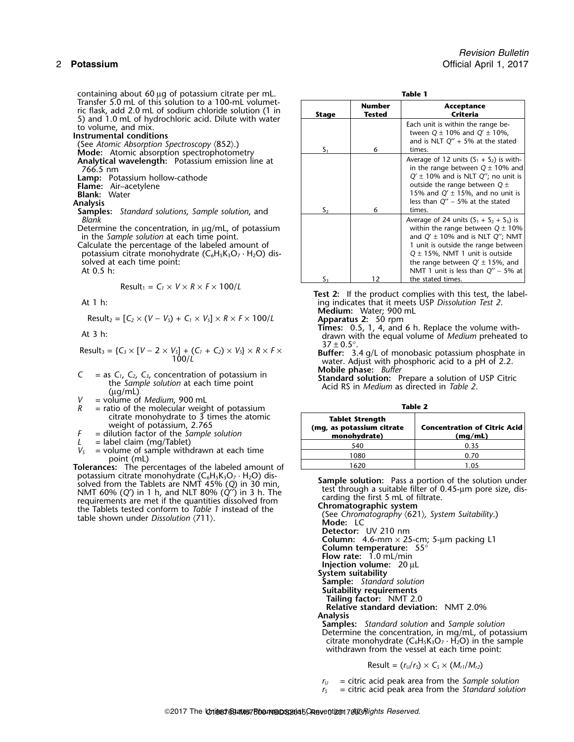containing about 60 µg of potassium citrate per mL. Transfer 5.0 mL of this solution to a 100-mL volumetric flask, add 2.0 mL of sodium chloride solution (1 in 5) and 1.0 mL of hydrochloric acid. Dilute with water to volume, and mix.

**Instrumental conditions**

(See *Atomic Absorption Spectroscopy* ⟨852⟩.)

**Mode:** Atomic absorption spectrophotometry

**Analytical wavelength:** Potassium emission line at 766.5 nm

**Lamp:** Potassium hollow-cathode

**Flame:** Air–acetylene

**Blank:** Water

**Analysis**

**Samples:** *Standard solutions*, *Sample solution*, and *Blank*

Determine the concentration, in µg/mL, of potassium in the *Sample solution* at each time point.

Calculate the percentage of the labeled amount of potassium citrate monohydrate ($C_6H_5K_3O_7 \cdot H_2O$) dissolved at each time point:

At 0.5 h:

$$\text{Result}_1 = C_1 \times V \times R \times F \times 100/L$$

At 1 h:

$$\text{Result}_2 = [C_2 \times (V - V_S) + C_1 \times V_S] \times R \times F \times 100/L$$

At 3 h:

$$\text{Result}_3 = \{C_3 \times [V - 2 \times V_S] + (C_1 + C_2) \times V_S\} \times R \times F \times 100/L$$

- $C$ = as $C_1$, $C_2$, $C_3$, concentration of potassium in the *Sample solution* at each time point (µg/mL)
- $V$ = volume of *Medium*, 900 mL
- $R$ = ratio of the molecular weight of potassium citrate monohydrate to 3 times the atomic weight of potassium, 2.765
- $F$ = dilution factor of the *Sample solution*
- $L$ = label claim (mg/Tablet)
- $V_S$ = volume of sample withdrawn at each time point (mL)

**Tolerances:** The percentages of the labeled amount of potassium citrate monohydrate ($C_6H_5K_3O_7 \cdot H_2O$) dissolved from the Tablets are NMT 45% ($Q$) in 30 min, NMT 60% ($Q'$) in 1 h, and NLT 80% ($Q''$) in 3 h. The requirements are met if the quantities dissolved from the Tablets tested conform to *Table 1* instead of the table shown under *Dissolution* ⟨711⟩.

**Table 1**

| Stage | Number Tested | Acceptance Criteria |
|---|---|---|
| $S_1$ | 6 | Each unit is within the range between $Q \pm 10\%$ and $Q' \pm 10\%$, and is NLT $Q'' + 5\%$ at the stated times. |
| $S_2$ | 6 | Average of 12 units ($S_1 + S_2$) is within the range between $Q \pm 10\%$ and $Q' \pm 10\%$ and is NLT $Q''$; no unit is outside the range between $Q \pm 15\%$ and $Q' \pm 15\%$, and no unit is less than $Q'' - 5\%$ at the stated times. |
| $S_3$ | 12 | Average of 24 units ($S_1 + S_2 + S_3$) is within the range between $Q \pm 10\%$ and $Q' \pm 10\%$ and is NLT $Q''$; NMT 1 unit is outside the range between $Q \pm 15\%$, NMT 1 unit is outside the range between $Q' \pm 15\%$, and NMT 1 unit is less than $Q'' - 5\%$ at the stated times. |

**Test 2:** If the product complies with this test, the labeling indicates that it meets USP *Dissolution Test 2*.

**Medium:** Water; 900 mL

**Apparatus 2:** 50 rpm

**Times:** 0.5, 1, 4, and 6 h. Replace the volume withdrawn with the equal volume of *Medium* preheated to 37 ± 0.5°.

**Buffer:** 3.4 g/L of monobasic potassium phosphate in water. Adjust with phosphoric acid to a pH of 2.2.

**Mobile phase:** *Buffer*

**Standard solution:** Prepare a solution of USP Citric Acid RS in *Medium* as directed in *Table 2*.

**Table 2**

| Tablet Strength (mg, as potassium citrate monohydrate) | Concentration of Citric Acid (mg/mL) |
|---|---|
| 540 | 0.35 |
| 1080 | 0.70 |
| 1620 | 1.05 |

**Sample solution:** Pass a portion of the solution under test through a suitable filter of 0.45-µm pore size, discarding the first 5 mL of filtrate.

**Chromatographic system**

(See *Chromatography* ⟨621⟩*, System Suitability*.)

**Mode:** LC

**Detector:** UV 210 nm

**Column:** 4.6-mm × 25-cm; 5-µm packing L1

**Column temperature:** 55°

**Flow rate:** 1.0 mL/min

**Injection volume:** 20 µL

**System suitability**

**Sample:** *Standard solution*

**Suitability requirements**

**Tailing factor:** NMT 2.0

**Relative standard deviation:** NMT 2.0%

**Analysis**

**Samples:** *Standard solution* and *Sample solution*

Determine the concentration, in mg/mL, of potassium citrate monohydrate ($C_6H_5K_3O_7 \cdot H_2O$) in the sample withdrawn from the vessel at each time point:

$$\text{Result} = (r_U/r_S) \times C_S \times (M_{r1}/M_{r2})$$

- $r_U$ = citric acid peak area from the *Sample solution*
- $r_S$ = citric acid peak area from the *Standard solution*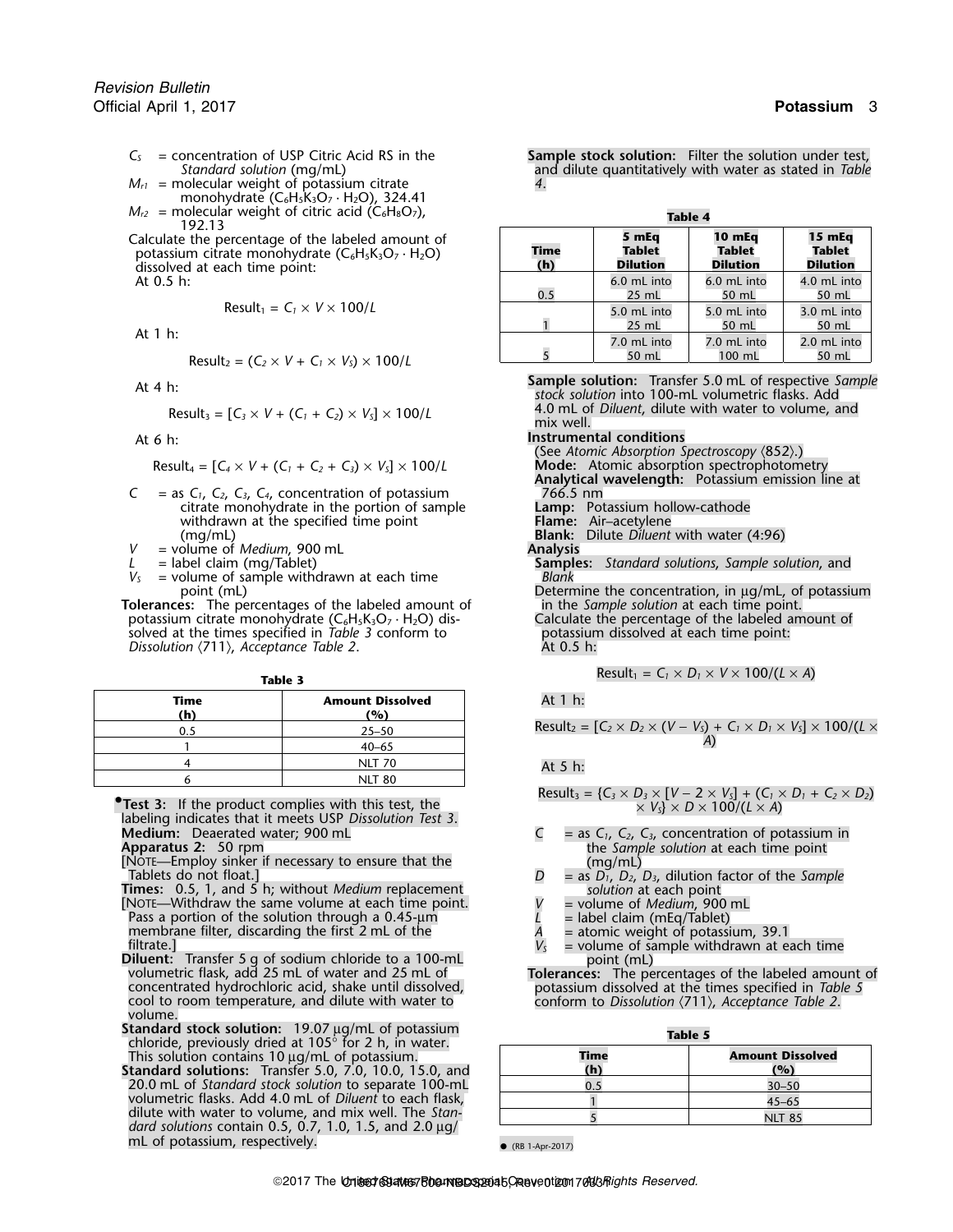$C_S$ = concentration of USP Citric Acid RS in the *Standard solution* (mg/mL)

$M_{r1}$ = molecular weight of potassium citrate monohydrate ($C_6H_5K_3O_7 \cdot H_2O$), 324.41

$M_{r2}$ = molecular weight of citric acid ($C_6H_8O_7$), 192.13

Calculate the percentage of the labeled amount of potassium citrate monohydrate ($C_6H_5K_3O_7 \cdot H_2O$) dissolved at each time point:

At 0.5 h:

$$\text{Result}_1 = C_1 \times V \times 100/L$$

At 1 h:

$$\text{Result}_2 = (C_2 \times V + C_1 \times V_S) \times 100/L$$

At 4 h:

$$\text{Result}_3 = [C_3 \times V + (C_1 + C_2) \times V_S] \times 100/L$$

At 6 h:

$$\text{Result}_4 = [C_4 \times V + (C_1 + C_2 + C_3) \times V_S] \times 100/L$$

$C$ = as $C_1$, $C_2$, $C_3$, $C_4$, concentration of potassium citrate monohydrate in the portion of sample withdrawn at the specified time point (mg/mL)

$V$ = volume of *Medium*, 900 mL

$L$ = label claim (mg/Tablet)

$V_S$ = volume of sample withdrawn at each time point (mL)

**Tolerances:** The percentages of the labeled amount of potassium citrate monohydrate ($C_6H_5K_3O_7 \cdot H_2O$) dissolved at the times specified in *Table 3* conform to *Dissolution* ⟨711⟩, *Acceptance Table 2*.

**Table 3**

| Time (h) | Amount Dissolved (%) |
|---|---|
| 0.5 | 25–50 |
| 1 | 40–65 |
| 4 | NLT 70 |
| 6 | NLT 80 |

•**Test 3:** If the product complies with this test, the labeling indicates that it meets USP *Dissolution Test 3*.

**Medium:** Deaerated water; 900 mL

**Apparatus 2:** 50 rpm

[NOTE—Employ sinker if necessary to ensure that the Tablets do not float.]

**Times:** 0.5, 1, and 5 h; without *Medium* replacement

[NOTE—Withdraw the same volume at each time point. Pass a portion of the solution through a 0.45-µm membrane filter, discarding the first 2 mL of the filtrate.]

**Diluent:** Transfer 5 g of sodium chloride to a 100-mL volumetric flask, add 25 mL of water and 25 mL of concentrated hydrochloric acid, shake until dissolved, cool to room temperature, and dilute with water to volume.

**Standard stock solution:** 19.07 µg/mL of potassium chloride, previously dried at 105° for 2 h, in water. This solution contains 10 µg/mL of potassium.

**Standard solutions:** Transfer 5.0, 7.0, 10.0, 15.0, and 20.0 mL of *Standard stock solution* to separate 100-mL volumetric flasks. Add 4.0 mL of *Diluent* to each flask, dilute with water to volume, and mix well. The *Standard solutions* contain 0.5, 0.7, 1.0, 1.5, and 2.0 µg/mL of potassium, respectively.

**Sample stock solution:** Filter the solution under test, and dilute quantitatively with water as stated in *Table 4*.

**Table 4**

| Time (h) | 5 mEq Tablet Dilution | 10 mEq Tablet Dilution | 15 mEq Tablet Dilution |
|---|---|---|---|
| 0.5 | 6.0 mL into 25 mL | 6.0 mL into 50 mL | 4.0 mL into 50 mL |
| 1 | 5.0 mL into 25 mL | 5.0 mL into 50 mL | 3.0 mL into 50 mL |
| 5 | 7.0 mL into 50 mL | 7.0 mL into 100 mL | 2.0 mL into 50 mL |

**Sample solution:** Transfer 5.0 mL of respective *Sample stock solution* into 100-mL volumetric flasks. Add 4.0 mL of *Diluent*, dilute with water to volume, and mix well.

**Instrumental conditions**

(See *Atomic Absorption Spectroscopy* ⟨852⟩.)

**Mode:** Atomic absorption spectrophotometry

**Analytical wavelength:** Potassium emission line at 766.5 nm

**Lamp:** Potassium hollow-cathode

**Flame:** Air–acetylene

**Blank:** Dilute *Diluent* with water (4:96)

**Analysis**

**Samples:** *Standard solutions*, *Sample solution*, and *Blank*

Determine the concentration, in µg/mL, of potassium in the *Sample solution* at each time point.

Calculate the percentage of the labeled amount of potassium dissolved at each time point:

At 0.5 h:

$$\text{Result}_1 = C_1 \times D_1 \times V \times 100/(L \times A)$$

At 1 h:

$$\text{Result}_2 = [C_2 \times D_2 \times (V - V_S) + C_1 \times D_1 \times V_S] \times 100/(L \times A)$$

At 5 h:

$$\text{Result}_3 = \{C_3 \times D_3 \times [V - 2 \times V_S] + (C_1 \times D_1 + C_2 \times D_2) \times V_S\} \times D \times 100/(L \times A)$$

$C$ = as $C_1$, $C_2$, $C_3$, concentration of potassium in the *Sample solution* at each time point (mg/mL)

$D$ = as $D_1$, $D_2$, $D_3$, dilution factor of the *Sample solution* at each point

$V$ = volume of *Medium*, 900 mL

$L$ = label claim (mEq/Tablet)

$A$ = atomic weight of potassium, 39.1

$V_S$ = volume of sample withdrawn at each time point (mL)

**Tolerances:** The percentages of the labeled amount of potassium dissolved at the times specified in *Table 5* conform to *Dissolution* ⟨711⟩, *Acceptance Table 2*.

**Table 5**

| Time (h) | Amount Dissolved (%) |
|---|---|
| 0.5 | 30–50 |
| 1 | 45–65 |
| 5 | NLT 85 |

• (RB 1-Apr-2017)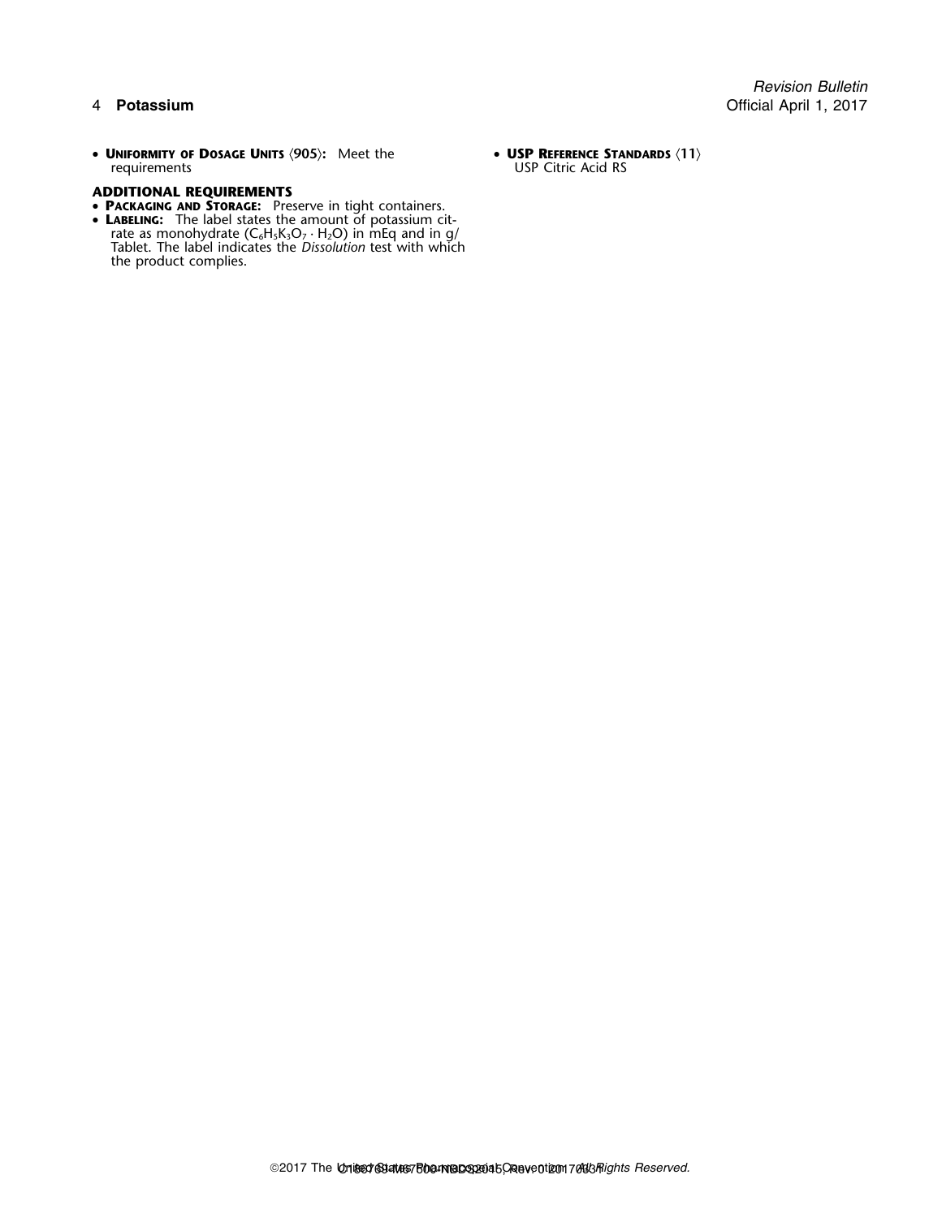- **Uniformity of Dosage Units** 〈905〉**:** Meet the requirements

**ADDITIONAL REQUIREMENTS**

- **Packaging and Storage:** Preserve in tight containers.
- **Labeling:** The label states the amount of potassium citrate as monohydrate ($C_6H_5K_3O_7 \cdot H_2O$) in mEq and in g/Tablet. The label indicates the *Dissolution* test with which the product complies.
- **USP Reference Standards** 〈11〉
  USP Citric Acid RS